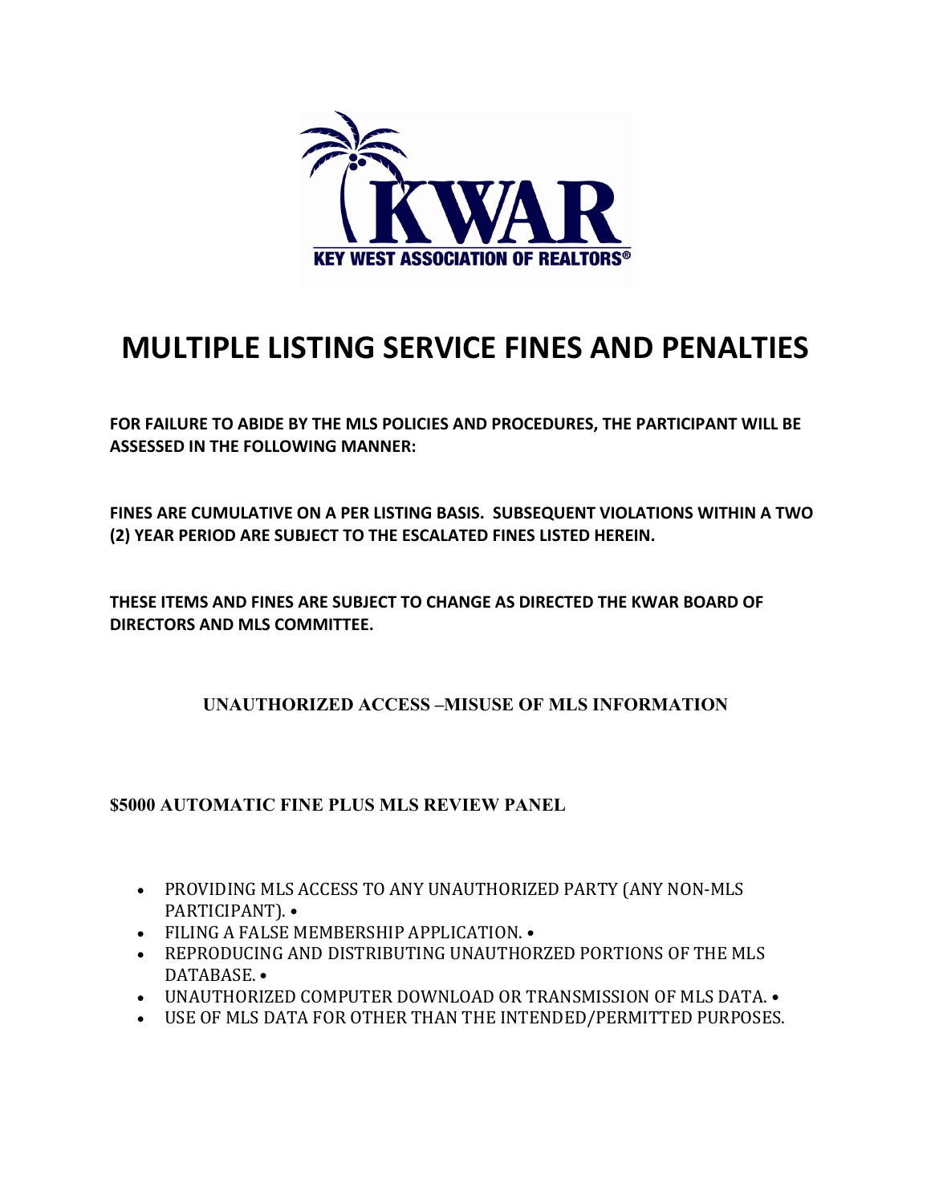KWAR

KEY WEST ASSOCIATION OF REALTORS®

# MULTIPLE LISTING SERVICE FINES AND PENALTIES

**FOR FAILURE TO ABIDE BY THE MLS POLICIES AND PROCEDURES, THE PARTICIPANT WILL BE ASSESSED IN THE FOLLOWING MANNER:**

**FINES ARE CUMULATIVE ON A PER LISTING BASIS. SUBSEQUENT VIOLATIONS WITHIN A TWO (2) YEAR PERIOD ARE SUBJECT TO THE ESCALATED FINES LISTED HEREIN.**

**THESE ITEMS AND FINES ARE SUBJECT TO CHANGE AS DIRECTED THE KWAR BOARD OF DIRECTORS AND MLS COMMITTEE.**

## UNAUTHORIZED ACCESS –MISUSE OF MLS INFORMATION

**$5000 AUTOMATIC FINE PLUS MLS REVIEW PANEL**

- PROVIDING MLS ACCESS TO ANY UNAUTHORIZED PARTY (ANY NON-MLS PARTICIPANT). •
- FILING A FALSE MEMBERSHIP APPLICATION. •
- REPRODUCING AND DISTRIBUTING UNAUTHORZED PORTIONS OF THE MLS DATABASE. •
- UNAUTHORIZED COMPUTER DOWNLOAD OR TRANSMISSION OF MLS DATA. •
- USE OF MLS DATA FOR OTHER THAN THE INTENDED/PERMITTED PURPOSES.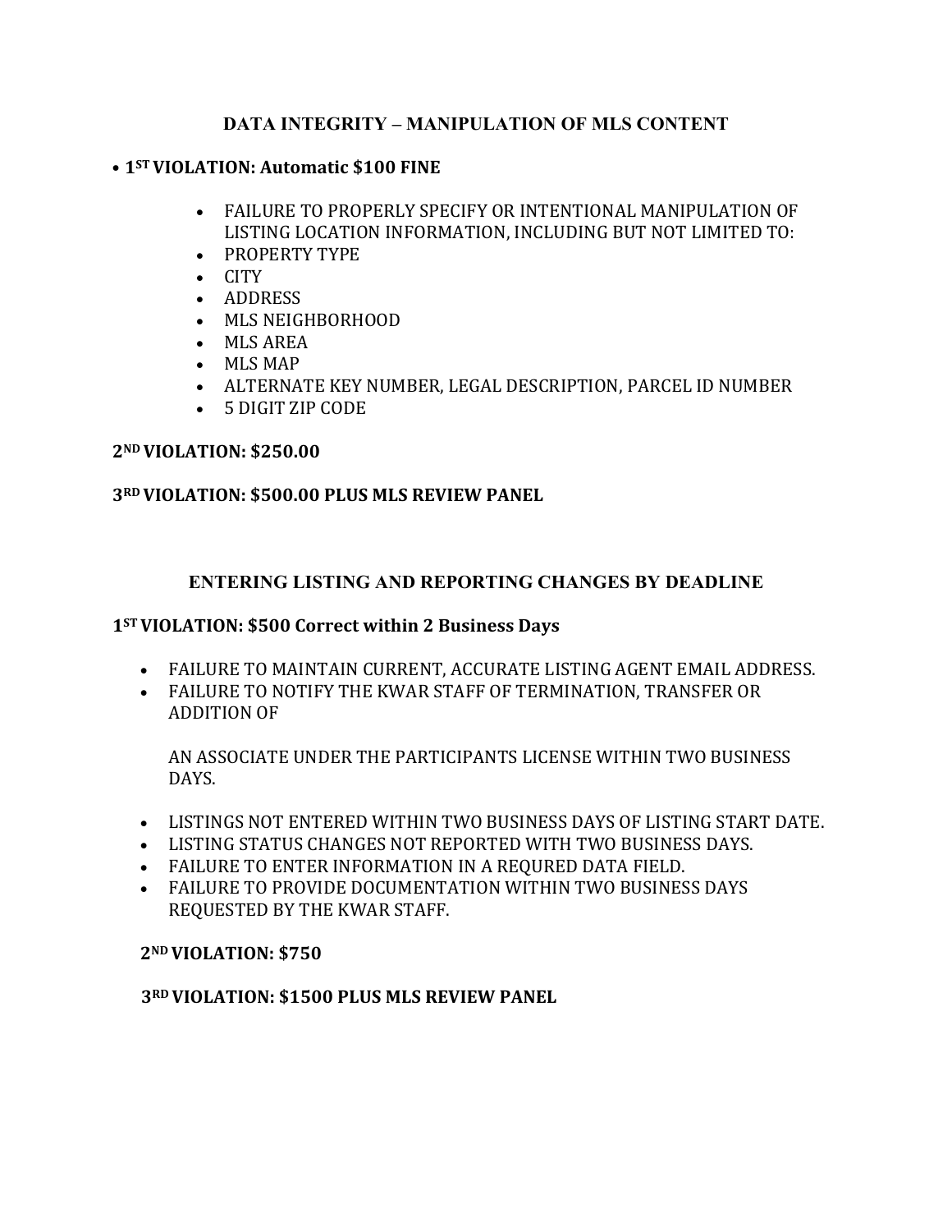## DATA INTEGRITY – MANIPULATION OF MLS CONTENT

- **1ST VIOLATION: Automatic $100 FINE**

  - FAILURE TO PROPERLY SPECIFY OR INTENTIONAL MANIPULATION OF LISTING LOCATION INFORMATION, INCLUDING BUT NOT LIMITED TO:
  - PROPERTY TYPE
  - CITY
  - ADDRESS
  - MLS NEIGHBORHOOD
  - MLS AREA
  - MLS MAP
  - ALTERNATE KEY NUMBER, LEGAL DESCRIPTION, PARCEL ID NUMBER
  - 5 DIGIT ZIP CODE

**2ND VIOLATION: $250.00**

**3RD VIOLATION: $500.00 PLUS MLS REVIEW PANEL**

## ENTERING LISTING AND REPORTING CHANGES BY DEADLINE

**1ST VIOLATION: $500 Correct within 2 Business Days**

- FAILURE TO MAINTAIN CURRENT, ACCURATE LISTING AGENT EMAIL ADDRESS.
- FAILURE TO NOTIFY THE KWAR STAFF OF TERMINATION, TRANSFER OR ADDITION OF

  AN ASSOCIATE UNDER THE PARTICIPANTS LICENSE WITHIN TWO BUSINESS DAYS.

- LISTINGS NOT ENTERED WITHIN TWO BUSINESS DAYS OF LISTING START DATE.
- LISTING STATUS CHANGES NOT REPORTED WITH TWO BUSINESS DAYS.
- FAILURE TO ENTER INFORMATION IN A REQURED DATA FIELD.
- FAILURE TO PROVIDE DOCUMENTATION WITHIN TWO BUSINESS DAYS REQUESTED BY THE KWAR STAFF.

**2ND VIOLATION: $750**

**3RD VIOLATION: $1500 PLUS MLS REVIEW PANEL**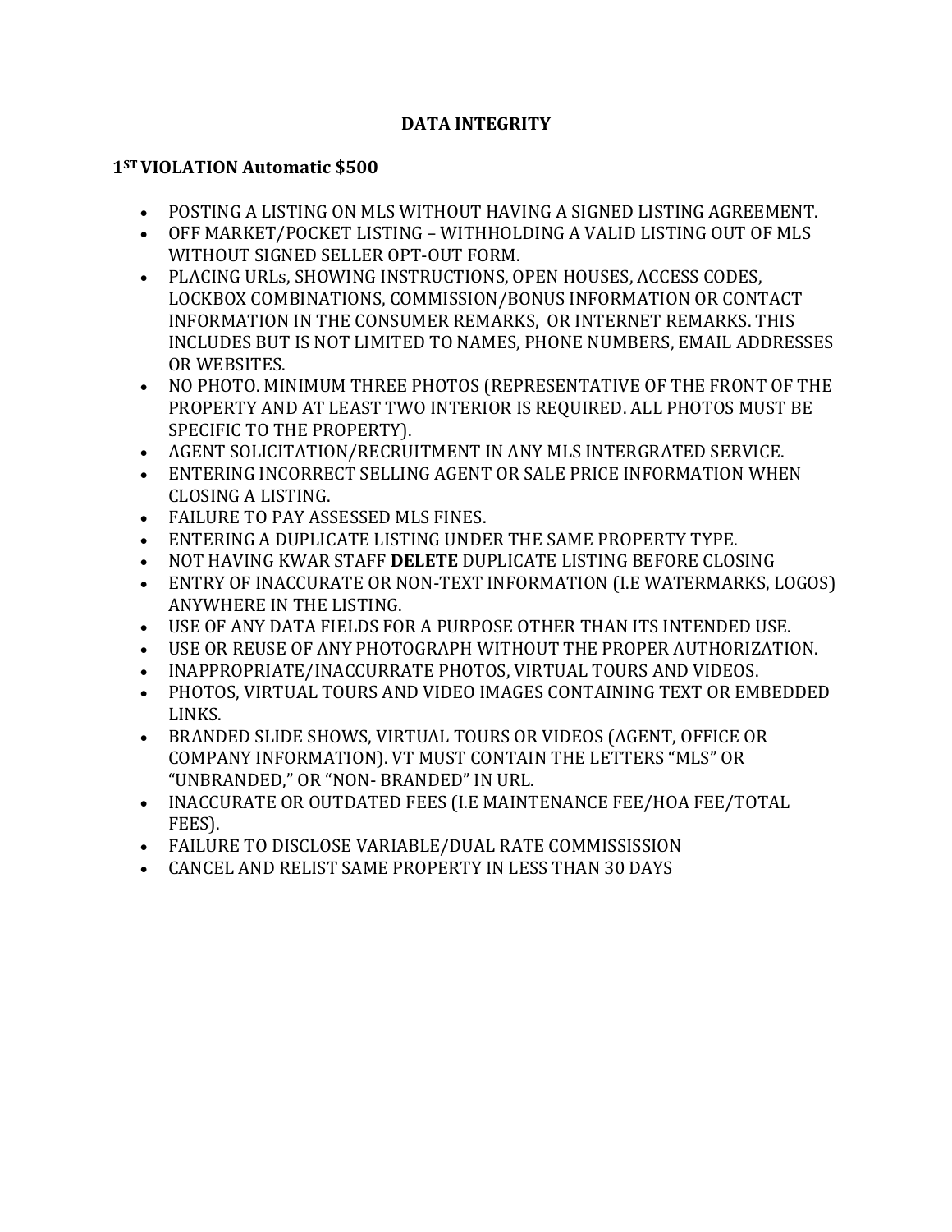# DATA INTEGRITY

## 1ST VIOLATION Automatic $500

- POSTING A LISTING ON MLS WITHOUT HAVING A SIGNED LISTING AGREEMENT.
- OFF MARKET/POCKET LISTING – WITHHOLDING A VALID LISTING OUT OF MLS WITHOUT SIGNED SELLER OPT-OUT FORM.
- PLACING URLs, SHOWING INSTRUCTIONS, OPEN HOUSES, ACCESS CODES, LOCKBOX COMBINATIONS, COMMISSION/BONUS INFORMATION OR CONTACT INFORMATION IN THE CONSUMER REMARKS, OR INTERNET REMARKS. THIS INCLUDES BUT IS NOT LIMITED TO NAMES, PHONE NUMBERS, EMAIL ADDRESSES OR WEBSITES.
- NO PHOTO. MINIMUM THREE PHOTOS (REPRESENTATIVE OF THE FRONT OF THE PROPERTY AND AT LEAST TWO INTERIOR IS REQUIRED. ALL PHOTOS MUST BE SPECIFIC TO THE PROPERTY).
- AGENT SOLICITATION/RECRUITMENT IN ANY MLS INTERGRATED SERVICE.
- ENTERING INCORRECT SELLING AGENT OR SALE PRICE INFORMATION WHEN CLOSING A LISTING.
- FAILURE TO PAY ASSESSED MLS FINES.
- ENTERING A DUPLICATE LISTING UNDER THE SAME PROPERTY TYPE.
- NOT HAVING KWAR STAFF **DELETE** DUPLICATE LISTING BEFORE CLOSING
- ENTRY OF INACCURATE OR NON-TEXT INFORMATION (I.E WATERMARKS, LOGOS) ANYWHERE IN THE LISTING.
- USE OF ANY DATA FIELDS FOR A PURPOSE OTHER THAN ITS INTENDED USE.
- USE OR REUSE OF ANY PHOTOGRAPH WITHOUT THE PROPER AUTHORIZATION.
- INAPPROPRIATE/INACCURRATE PHOTOS, VIRTUAL TOURS AND VIDEOS.
- PHOTOS, VIRTUAL TOURS AND VIDEO IMAGES CONTAINING TEXT OR EMBEDDED LINKS.
- BRANDED SLIDE SHOWS, VIRTUAL TOURS OR VIDEOS (AGENT, OFFICE OR COMPANY INFORMATION). VT MUST CONTAIN THE LETTERS "MLS" OR "UNBRANDED," OR "NON- BRANDED" IN URL.
- INACCURATE OR OUTDATED FEES (I.E MAINTENANCE FEE/HOA FEE/TOTAL FEES).
- FAILURE TO DISCLOSE VARIABLE/DUAL RATE COMMISSISSION
- CANCEL AND RELIST SAME PROPERTY IN LESS THAN 30 DAYS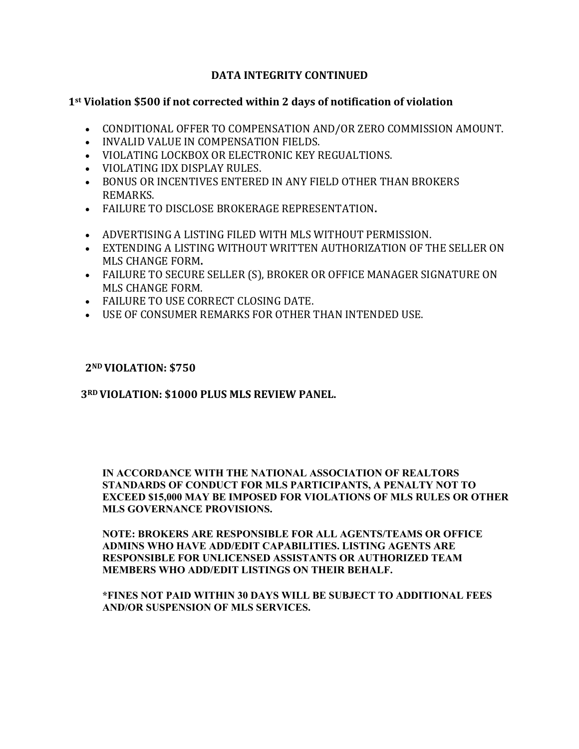## DATA INTEGRITY CONTINUED

**1st Violation $500 if not corrected within 2 days of notification of violation**

- CONDITIONAL OFFER TO COMPENSATION AND/OR ZERO COMMISSION AMOUNT.
- INVALID VALUE IN COMPENSATION FIELDS.
- VIOLATING LOCKBOX OR ELECTRONIC KEY REGUALTIONS.
- VIOLATING IDX DISPLAY RULES.
- BONUS OR INCENTIVES ENTERED IN ANY FIELD OTHER THAN BROKERS REMARKS.
- FAILURE TO DISCLOSE BROKERAGE REPRESENTATION**.**

- ADVERTISING A LISTING FILED WITH MLS WITHOUT PERMISSION.
- EXTENDING A LISTING WITHOUT WRITTEN AUTHORIZATION OF THE SELLER ON MLS CHANGE FORM**.**
- FAILURE TO SECURE SELLER (S), BROKER OR OFFICE MANAGER SIGNATURE ON MLS CHANGE FORM.
- FAILURE TO USE CORRECT CLOSING DATE.
- USE OF CONSUMER REMARKS FOR OTHER THAN INTENDED USE.

**2ND VIOLATION: $750**

**3RD VIOLATION: $1000 PLUS MLS REVIEW PANEL.**

**IN ACCORDANCE WITH THE NATIONAL ASSOCIATION OF REALTORS STANDARDS OF CONDUCT FOR MLS PARTICIPANTS, A PENALTY NOT TO EXCEED $15,000 MAY BE IMPOSED FOR VIOLATIONS OF MLS RULES OR OTHER MLS GOVERNANCE PROVISIONS.**

**NOTE: BROKERS ARE RESPONSIBLE FOR ALL AGENTS/TEAMS OR OFFICE ADMINS WHO HAVE ADD/EDIT CAPABILITIES. LISTING AGENTS ARE RESPONSIBLE FOR UNLICENSED ASSISTANTS OR AUTHORIZED TEAM MEMBERS WHO ADD/EDIT LISTINGS ON THEIR BEHALF.**

**\*FINES NOT PAID WITHIN 30 DAYS WILL BE SUBJECT TO ADDITIONAL FEES AND/OR SUSPENSION OF MLS SERVICES.**